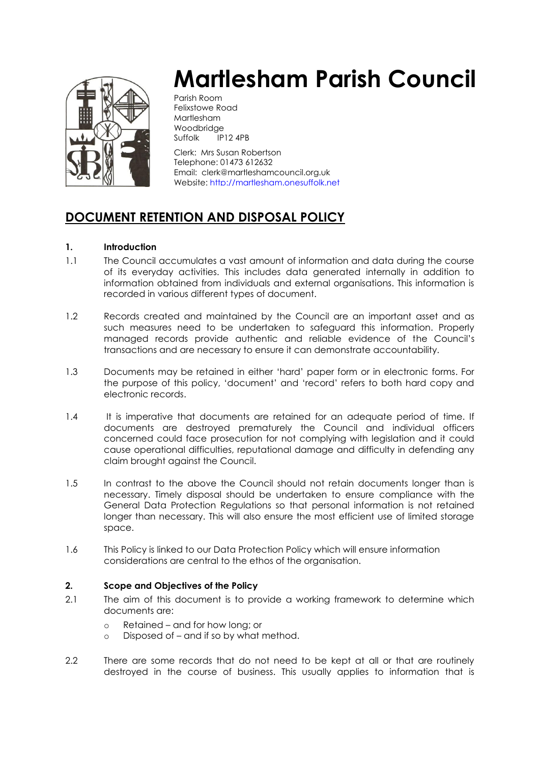# Martlesham Parish Council

Parish Room
Felixstowe Road
Martlesham
Woodbridge
Suffolk IP12 4PB

Clerk: Mrs Susan Robertson
Telephone: 01473 612632
Email: clerk@martleshamcouncil.org.uk
Website: http://martlesham.onesuffolk.net

## DOCUMENT RETENTION AND DISPOSAL POLICY

**1. Introduction**

1.1 The Council accumulates a vast amount of information and data during the course of its everyday activities. This includes data generated internally in addition to information obtained from individuals and external organisations. This information is recorded in various different types of document.

1.2 Records created and maintained by the Council are an important asset and as such measures need to be undertaken to safeguard this information. Properly managed records provide authentic and reliable evidence of the Council's transactions and are necessary to ensure it can demonstrate accountability.

1.3 Documents may be retained in either 'hard' paper form or in electronic forms. For the purpose of this policy, 'document' and 'record' refers to both hard copy and electronic records.

1.4 It is imperative that documents are retained for an adequate period of time. If documents are destroyed prematurely the Council and individual officers concerned could face prosecution for not complying with legislation and it could cause operational difficulties, reputational damage and difficulty in defending any claim brought against the Council.

1.5 In contrast to the above the Council should not retain documents longer than is necessary. Timely disposal should be undertaken to ensure compliance with the General Data Protection Regulations so that personal information is not retained longer than necessary. This will also ensure the most efficient use of limited storage space.

1.6 This Policy is linked to our Data Protection Policy which will ensure information considerations are central to the ethos of the organisation.

**2. Scope and Objectives of the Policy**

2.1 The aim of this document is to provide a working framework to determine which documents are:

- Retained – and for how long; or
- Disposed of – and if so by what method.

2.2 There are some records that do not need to be kept at all or that are routinely destroyed in the course of business. This usually applies to information that is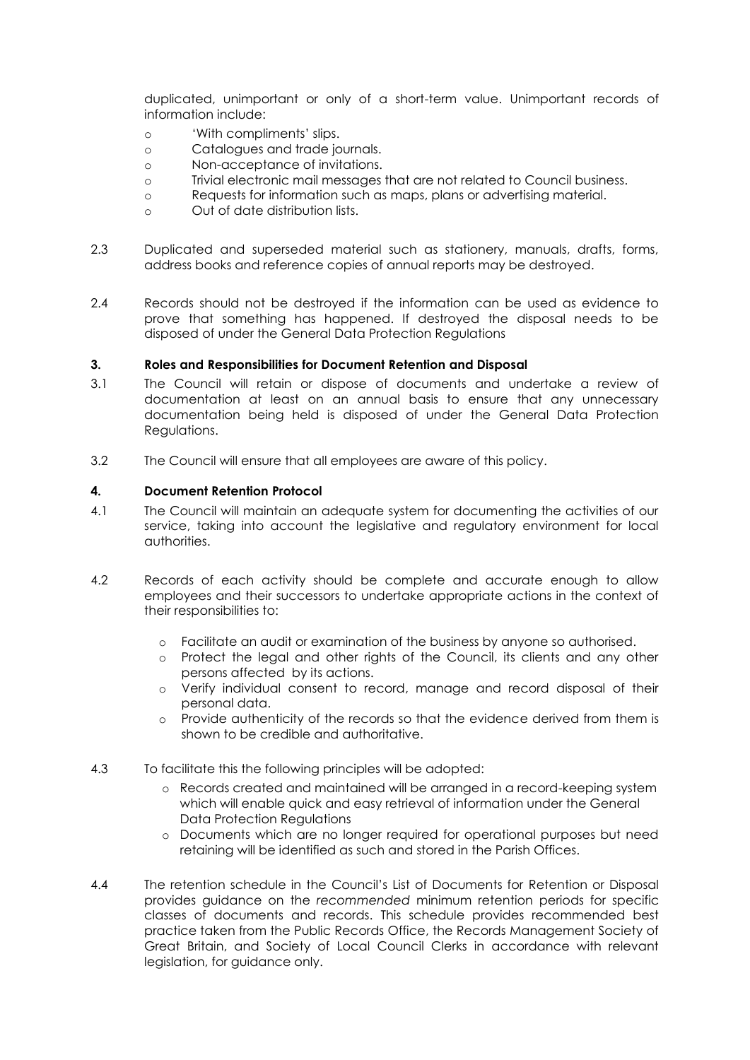duplicated, unimportant or only of a short-term value. Unimportant records of information include:

- 'With compliments' slips.
- Catalogues and trade journals.
- Non-acceptance of invitations.
- Trivial electronic mail messages that are not related to Council business.
- Requests for information such as maps, plans or advertising material.
- Out of date distribution lists.

2.3 Duplicated and superseded material such as stationery, manuals, drafts, forms, address books and reference copies of annual reports may be destroyed.

2.4 Records should not be destroyed if the information can be used as evidence to prove that something has happened. If destroyed the disposal needs to be disposed of under the General Data Protection Regulations

**3. Roles and Responsibilities for Document Retention and Disposal**

3.1 The Council will retain or dispose of documents and undertake a review of documentation at least on an annual basis to ensure that any unnecessary documentation being held is disposed of under the General Data Protection Regulations.

3.2 The Council will ensure that all employees are aware of this policy.

**4. Document Retention Protocol**

4.1 The Council will maintain an adequate system for documenting the activities of our service, taking into account the legislative and regulatory environment for local authorities.

4.2 Records of each activity should be complete and accurate enough to allow employees and their successors to undertake appropriate actions in the context of their responsibilities to:

- Facilitate an audit or examination of the business by anyone so authorised.
- Protect the legal and other rights of the Council, its clients and any other persons affected by its actions.
- Verify individual consent to record, manage and record disposal of their personal data.
- Provide authenticity of the records so that the evidence derived from them is shown to be credible and authoritative.

4.3 To facilitate this the following principles will be adopted:

- Records created and maintained will be arranged in a record-keeping system which will enable quick and easy retrieval of information under the General Data Protection Regulations
- Documents which are no longer required for operational purposes but need retaining will be identified as such and stored in the Parish Offices.

4.4 The retention schedule in the Council's List of Documents for Retention or Disposal provides guidance on the *recommended* minimum retention periods for specific classes of documents and records. This schedule provides recommended best practice taken from the Public Records Office, the Records Management Society of Great Britain, and Society of Local Council Clerks in accordance with relevant legislation, for guidance only.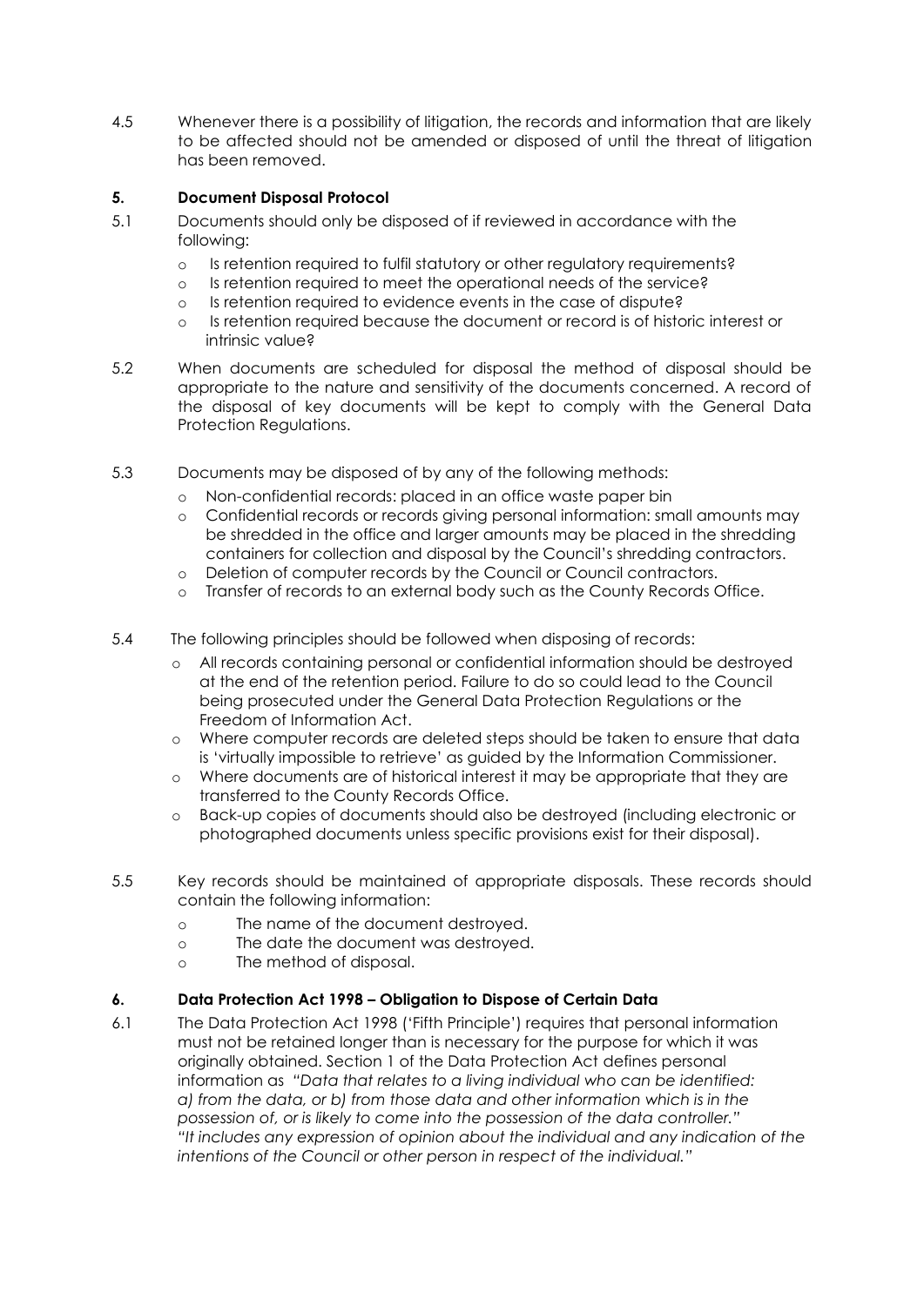4.5 Whenever there is a possibility of litigation, the records and information that are likely to be affected should not be amended or disposed of until the threat of litigation has been removed.

## 5. Document Disposal Protocol

5.1 Documents should only be disposed of if reviewed in accordance with the following:

- Is retention required to fulfil statutory or other regulatory requirements?
- Is retention required to meet the operational needs of the service?
- Is retention required to evidence events in the case of dispute?
- Is retention required because the document or record is of historic interest or intrinsic value?

5.2 When documents are scheduled for disposal the method of disposal should be appropriate to the nature and sensitivity of the documents concerned. A record of the disposal of key documents will be kept to comply with the General Data Protection Regulations.

5.3 Documents may be disposed of by any of the following methods:

- Non-confidential records: placed in an office waste paper bin
- Confidential records or records giving personal information: small amounts may be shredded in the office and larger amounts may be placed in the shredding containers for collection and disposal by the Council's shredding contractors.
- Deletion of computer records by the Council or Council contractors.
- Transfer of records to an external body such as the County Records Office.

5.4 The following principles should be followed when disposing of records:

- All records containing personal or confidential information should be destroyed at the end of the retention period. Failure to do so could lead to the Council being prosecuted under the General Data Protection Regulations or the Freedom of Information Act.
- Where computer records are deleted steps should be taken to ensure that data is 'virtually impossible to retrieve' as guided by the Information Commissioner.
- Where documents are of historical interest it may be appropriate that they are transferred to the County Records Office.
- Back-up copies of documents should also be destroyed (including electronic or photographed documents unless specific provisions exist for their disposal).

5.5 Key records should be maintained of appropriate disposals. These records should contain the following information:

- The name of the document destroyed.
- The date the document was destroyed.
- The method of disposal.

## 6. Data Protection Act 1998 – Obligation to Dispose of Certain Data

6.1 The Data Protection Act 1998 ('Fifth Principle') requires that personal information must not be retained longer than is necessary for the purpose for which it was originally obtained. Section 1 of the Data Protection Act defines personal information as *"Data that relates to a living individual who can be identified: a) from the data, or b) from those data and other information which is in the possession of, or is likely to come into the possession of the data controller."* *"It includes any expression of opinion about the individual and any indication of the intentions of the Council or other person in respect of the individual."*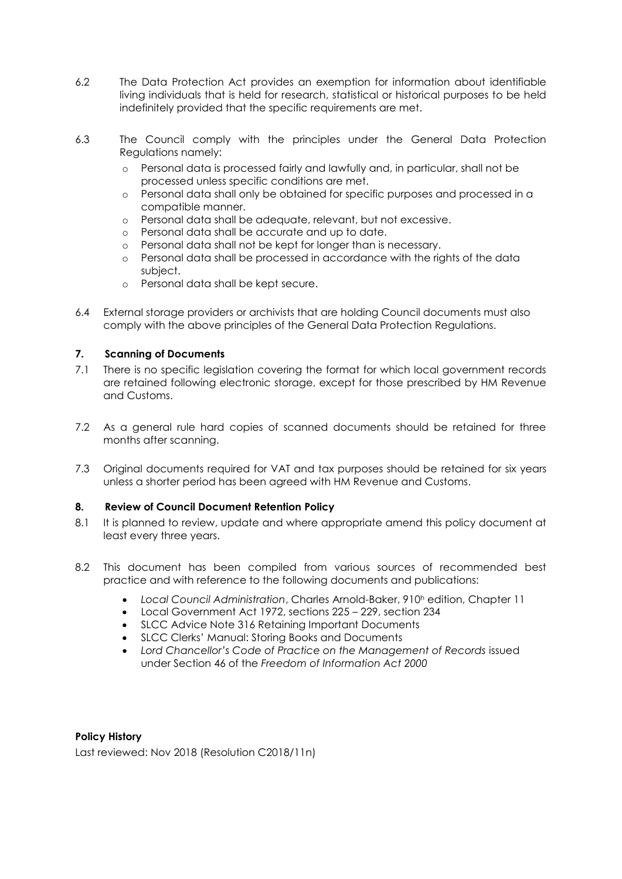6.2 The Data Protection Act provides an exemption for information about identifiable living individuals that is held for research, statistical or historical purposes to be held indefinitely provided that the specific requirements are met.

6.3 The Council comply with the principles under the General Data Protection Regulations namely:

- Personal data is processed fairly and lawfully and, in particular, shall not be processed unless specific conditions are met.
- Personal data shall only be obtained for specific purposes and processed in a compatible manner.
- Personal data shall be adequate, relevant, but not excessive.
- Personal data shall be accurate and up to date.
- Personal data shall not be kept for longer than is necessary.
- Personal data shall be processed in accordance with the rights of the data subject.
- Personal data shall be kept secure.

6.4 External storage providers or archivists that are holding Council documents must also comply with the above principles of the General Data Protection Regulations.

### 7. Scanning of Documents

7.1 There is no specific legislation covering the format for which local government records are retained following electronic storage, except for those prescribed by HM Revenue and Customs.

7.2 As a general rule hard copies of scanned documents should be retained for three months after scanning.

7.3 Original documents required for VAT and tax purposes should be retained for six years unless a shorter period has been agreed with HM Revenue and Customs.

### 8. Review of Council Document Retention Policy

8.1 It is planned to review, update and where appropriate amend this policy document at least every three years.

8.2 This document has been compiled from various sources of recommended best practice and with reference to the following documents and publications:

- *Local Council Administration*, Charles Arnold-Baker, 910h edition, Chapter 11
- Local Government Act 1972, sections 225 – 229, section 234
- SLCC Advice Note 316 Retaining Important Documents
- SLCC Clerks' Manual: Storing Books and Documents
- *Lord Chancellor's Code of Practice on the Management of Records* issued under Section 46 of the *Freedom of Information Act 2000*

**Policy History**

Last reviewed: Nov 2018 (Resolution C2018/11n)